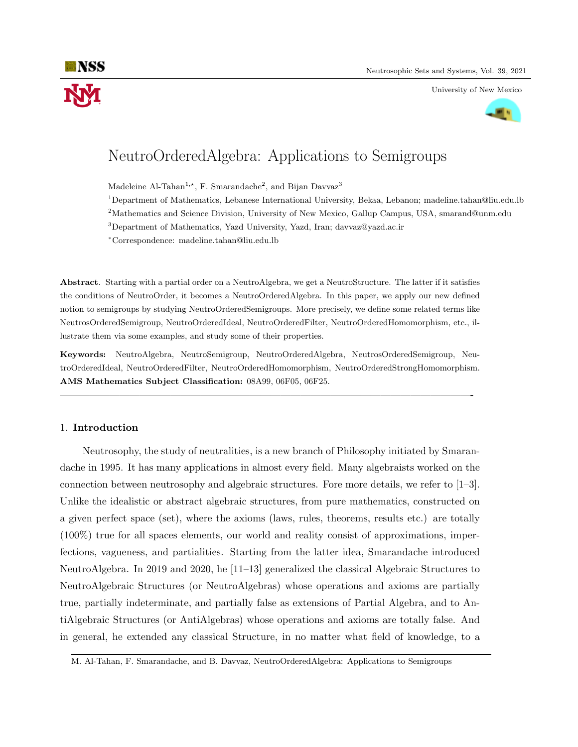# NeutroOrderedAlgebra: Applications to Semigroups

Madeleine Al-Tahan[1,⋆], F. Smarandache[2], and Bijan Davvaz[3]

[1]Department of Mathematics, Lebanese International University, Bekaa, Lebanon; madeline.tahan@liu.edu.lb

[2]Mathematics and Science Division, University of New Mexico, Gallup Campus, USA, smarand@unm.edu

[3]Department of Mathematics, Yazd University, Yazd, Iran; davvaz@yazd.ac.ir

[⋆]Correspondence: madeline.tahan@liu.edu.lb

**Abstract**. Starting with a partial order on a NeutroAlgebra, we get a NeutroStructure. The latter if it satisfies the conditions of NeutroOrder, it becomes a NeutroOrderedAlgebra. In this paper, we apply our new defined notion to semigroups by studying NeutroOrderedSemigroups. More precisely, we define some related terms like NeutrosOrderedSemigroup, NeutroOrderedIdeal, NeutroOrderedFilter, NeutroOrderedHomomorphism, etc., illustrate them via some examples, and study some of their properties.

**Keywords:** NeutroAlgebra, NeutroSemigroup, NeutroOrderedAlgebra, NeutrosOrderedSemigroup, NeutroOrderedIdeal, NeutroOrderedFilter, NeutroOrderedHomomorphism, NeutroOrderedStrongHomomorphism.
**AMS Mathematics Subject Classification:** 08A99, 06F05, 06F25.

---

## 1. **Introduction**

Neutrosophy, the study of neutralities, is a new branch of Philosophy initiated by Smarandache in 1995. It has many applications in almost every field. Many algebraists worked on the connection between neutrosophy and algebraic structures. Fore more details, we refer to [1–3]. Unlike the idealistic or abstract algebraic structures, from pure mathematics, constructed on a given perfect space (set), where the axioms (laws, rules, theorems, results etc.) are totally (100%) true for all spaces elements, our world and reality consist of approximations, imperfections, vagueness, and partialities. Starting from the latter idea, Smarandache introduced NeutroAlgebra. In 2019 and 2020, he [11–13] generalized the classical Algebraic Structures to NeutroAlgebraic Structures (or NeutroAlgebras) whose operations and axioms are partially true, partially indeterminate, and partially false as extensions of Partial Algebra, and to AntiAlgebraic Structures (or AntiAlgebras) whose operations and axioms are totally false. And in general, he extended any classical Structure, in no matter what field of knowledge, to a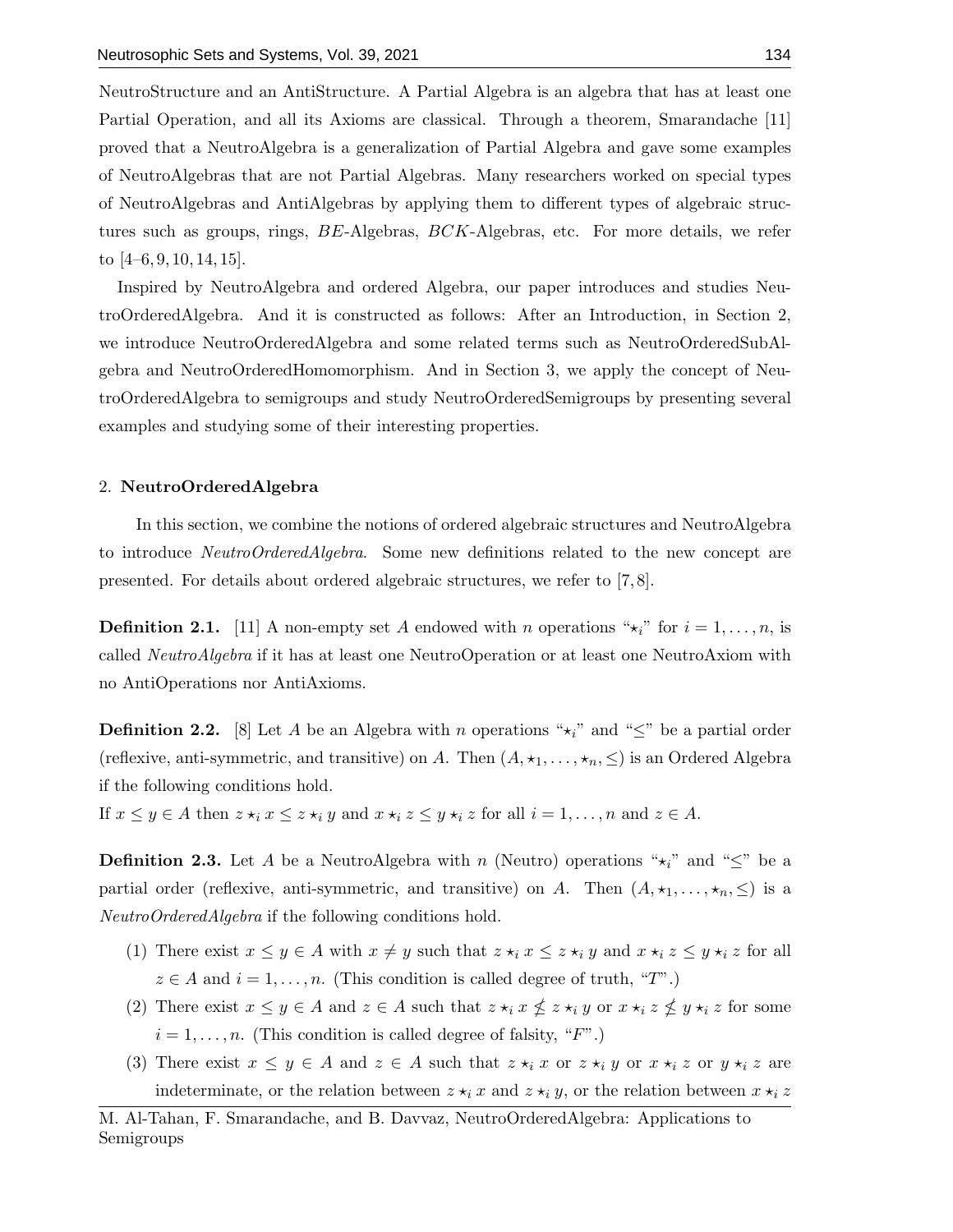NeutroStructure and an AntiStructure. A Partial Algebra is an algebra that has at least one Partial Operation, and all its Axioms are classical. Through a theorem, Smarandache [11] proved that a NeutroAlgebra is a generalization of Partial Algebra and gave some examples of NeutroAlgebras that are not Partial Algebras. Many researchers worked on special types of NeutroAlgebras and AntiAlgebras by applying them to different types of algebraic structures such as groups, rings, $BE$-Algebras, $BCK$-Algebras, etc. For more details, we refer to [4–6, 9, 10, 14, 15].

Inspired by NeutroAlgebra and ordered Algebra, our paper introduces and studies NeutroOrderedAlgebra. And it is constructed as follows: After an Introduction, in Section 2, we introduce NeutroOrderedAlgebra and some related terms such as NeutroOrderedSubAlgebra and NeutroOrderedHomomorphism. And in Section 3, we apply the concept of NeutroOrderedAlgebra to semigroups and study NeutroOrderedSemigroups by presenting several examples and studying some of their interesting properties.

## 2. NeutroOrderedAlgebra

In this section, we combine the notions of ordered algebraic structures and NeutroAlgebra to introduce *NeutroOrderedAlgebra*. Some new definitions related to the new concept are presented. For details about ordered algebraic structures, we refer to [7, 8].

**Definition 2.1.** [11] A non-empty set $A$ endowed with $n$ operations "$\star_i$" for $i = 1, \ldots, n$, is called *NeutroAlgebra* if it has at least one NeutroOperation or at least one NeutroAxiom with no AntiOperations nor AntiAxioms.

**Definition 2.2.** [8] Let $A$ be an Algebra with $n$ operations "$\star_i$" and "$\leq$" be a partial order (reflexive, anti-symmetric, and transitive) on $A$. Then $(A, \star_1, \ldots, \star_n, \leq)$ is an Ordered Algebra if the following conditions hold.

If $x \leq y \in A$ then $z \star_i x \leq z \star_i y$ and $x \star_i z \leq y \star_i z$ for all $i = 1, \ldots, n$ and $z \in A$.

**Definition 2.3.** Let $A$ be a NeutroAlgebra with $n$ (Neutro) operations "$\star_i$" and "$\leq$" be a partial order (reflexive, anti-symmetric, and transitive) on $A$. Then $(A, \star_1, \ldots, \star_n, \leq)$ is a *NeutroOrderedAlgebra* if the following conditions hold.

1. There exist $x \leq y \in A$ with $x \neq y$ such that $z \star_i x \leq z \star_i y$ and $x \star_i z \leq y \star_i z$ for all $z \in A$ and $i = 1, \ldots, n$. (This condition is called degree of truth, "$T$".)
2. There exist $x \leq y \in A$ and $z \in A$ such that $z \star_i x \nleq z \star_i y$ or $x \star_i z \nleq y \star_i z$ for some $i = 1, \ldots, n$. (This condition is called degree of falsity, "$F$".)
3. There exist $x \leq y \in A$ and $z \in A$ such that $z \star_i x$ or $z \star_i y$ or $x \star_i z$ or $y \star_i z$ are indeterminate, or the relation between $z \star_i x$ and $z \star_i y$, or the relation between $x \star_i z$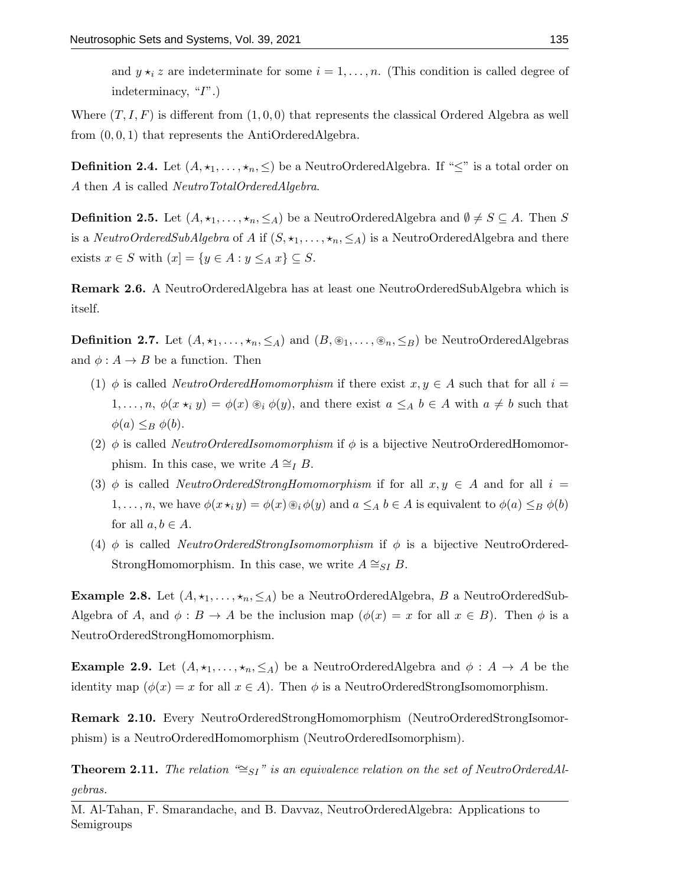and $y \star_i z$ are indeterminate for some $i = 1, \ldots, n$. (This condition is called degree of indeterminacy, "$I$".)

Where $(T, I, F)$ is different from $(1, 0, 0)$ that represents the classical Ordered Algebra as well from $(0, 0, 1)$ that represents the AntiOrderedAlgebra.

**Definition 2.4.** Let $(A, \star_1, \ldots, \star_n, \leq)$ be a NeutroOrderedAlgebra. If "$\leq$" is a total order on $A$ then $A$ is called *NeutroTotalOrderedAlgebra*.

**Definition 2.5.** Let $(A, \star_1, \ldots, \star_n, \leq_A)$ be a NeutroOrderedAlgebra and $\emptyset \neq S \subseteq A$. Then $S$ is a *NeutroOrderedSubAlgebra* of $A$ if $(S, \star_1, \ldots, \star_n, \leq_A)$ is a NeutroOrderedAlgebra and there exists $x \in S$ with $(x] = \{y \in A : y \leq_A x\} \subseteq S$.

**Remark 2.6.** A NeutroOrderedAlgebra has at least one NeutroOrderedSubAlgebra which is itself.

**Definition 2.7.** Let $(A, \star_1, \ldots, \star_n, \leq_A)$ and $(B, \circledast_1, \ldots, \circledast_n, \leq_B)$ be NeutroOrderedAlgebras and $\phi : A \rightarrow B$ be a function. Then

(1) $\phi$ is called *NeutroOrderedHomomorphism* if there exist $x, y \in A$ such that for all $i = 1, \ldots, n$, $\phi(x \star_i y) = \phi(x) \circledast_i \phi(y)$, and there exist $a \leq_A b \in A$ with $a \neq b$ such that $\phi(a) \leq_B \phi(b)$.

(2) $\phi$ is called *NeutroOrderedIsomomorphism* if $\phi$ is a bijective NeutroOrderedHomomorphism. In this case, we write $A \cong_I B$.

(3) $\phi$ is called *NeutroOrderedStrongHomomorphism* if for all $x, y \in A$ and for all $i = 1, \ldots, n$, we have $\phi(x \star_i y) = \phi(x) \circledast_i \phi(y)$ and $a \leq_A b \in A$ is equivalent to $\phi(a) \leq_B \phi(b)$ for all $a, b \in A$.

(4) $\phi$ is called *NeutroOrderedStrongIsomomorphism* if $\phi$ is a bijective NeutroOrderedStrongHomomorphism. In this case, we write $A \cong_{SI} B$.

**Example 2.8.** Let $(A, \star_1, \ldots, \star_n, \leq_A)$ be a NeutroOrderedAlgebra, $B$ a NeutroOrderedSubAlgebra of $A$, and $\phi : B \rightarrow A$ be the inclusion map ($\phi(x) = x$ for all $x \in B$). Then $\phi$ is a NeutroOrderedStrongHomomorphism.

**Example 2.9.** Let $(A, \star_1, \ldots, \star_n, \leq_A)$ be a NeutroOrderedAlgebra and $\phi : A \rightarrow A$ be the identity map ($\phi(x) = x$ for all $x \in A$). Then $\phi$ is a NeutroOrderedStrongIsomomorphism.

**Remark 2.10.** Every NeutroOrderedStrongHomomorphism (NeutroOrderedStrongIsomorphism) is a NeutroOrderedHomomorphism (NeutroOrderedIsomorphism).

**Theorem 2.11.** *The relation "$\cong_{SI}$" is an equivalence relation on the set of NeutroOrderedAlgebras.*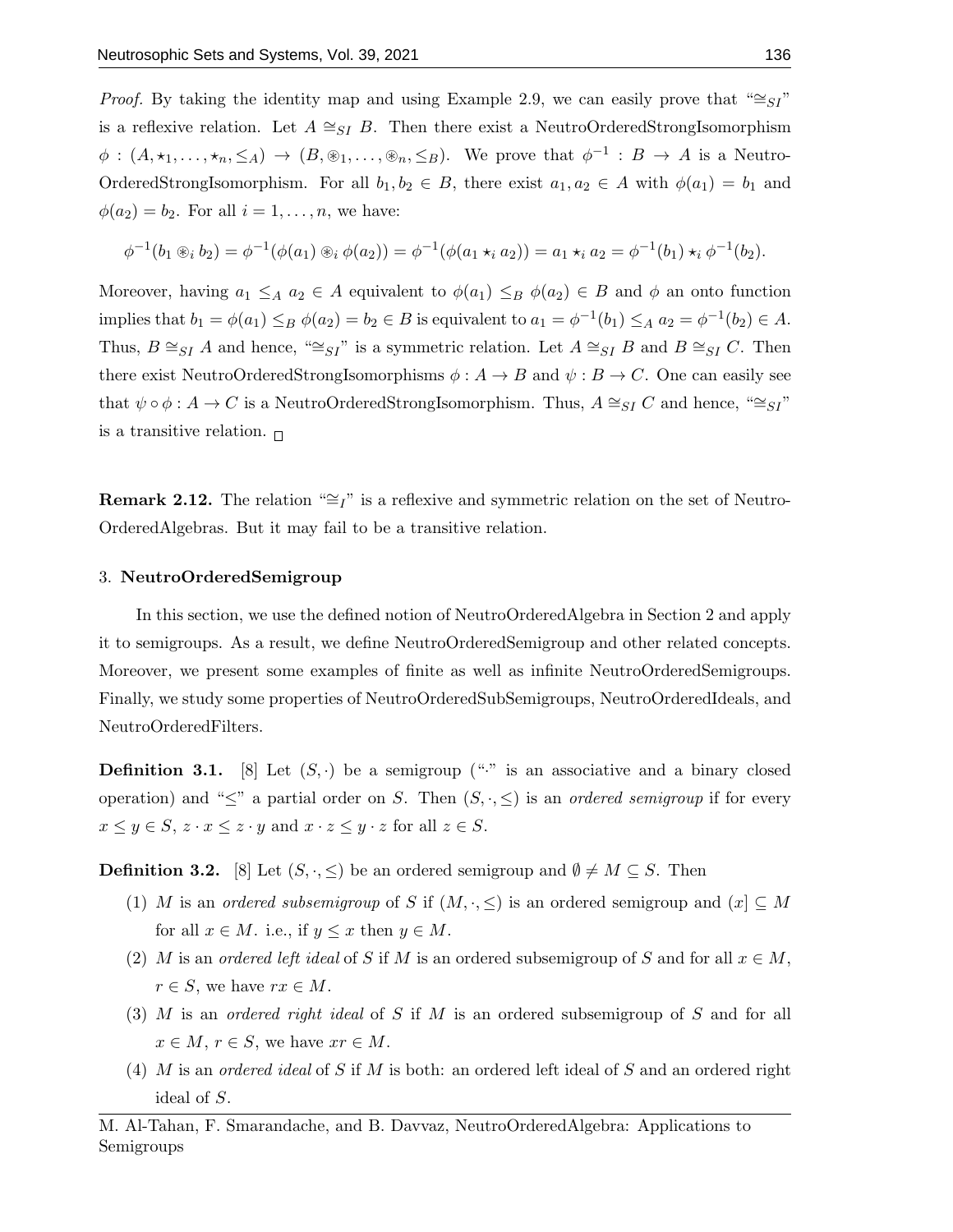*Proof.* By taking the identity map and using Example 2.9, we can easily prove that "$\cong_{SI}$" is a reflexive relation. Let $A \cong_{SI} B$. Then there exist a NeutroOrderedStrongIsomorphism $\phi : (A, \star_1, \ldots, \star_n, \leq_A) \to (B, \circledast_1, \ldots, \circledast_n, \leq_B)$. We prove that $\phi^{-1} : B \to A$ is a NeutroOrderedStrongIsomorphism. For all $b_1, b_2 \in B$, there exist $a_1, a_2 \in A$ with $\phi(a_1) = b_1$ and $\phi(a_2) = b_2$. For all $i = 1, \ldots, n$, we have:

$$\phi^{-1}(b_1 \circledast_i b_2) = \phi^{-1}(\phi(a_1) \circledast_i \phi(a_2)) = \phi^{-1}(\phi(a_1 \star_i a_2)) = a_1 \star_i a_2 = \phi^{-1}(b_1) \star_i \phi^{-1}(b_2).$$

Moreover, having $a_1 \leq_A a_2 \in A$ equivalent to $\phi(a_1) \leq_B \phi(a_2) \in B$ and $\phi$ an onto function implies that $b_1 = \phi(a_1) \leq_B \phi(a_2) = b_2 \in B$ is equivalent to $a_1 = \phi^{-1}(b_1) \leq_A a_2 = \phi^{-1}(b_2) \in A$. Thus, $B \cong_{SI} A$ and hence, "$\cong_{SI}$" is a symmetric relation. Let $A \cong_{SI} B$ and $B \cong_{SI} C$. Then there exist NeutroOrderedStrongIsomorphisms $\phi : A \to B$ and $\psi : B \to C$. One can easily see that $\psi \circ \phi : A \to C$ is a NeutroOrderedStrongIsomorphism. Thus, $A \cong_{SI} C$ and hence, "$\cong_{SI}$" is a transitive relation. □

**Remark 2.12.** The relation "$\cong_I$" is a reflexive and symmetric relation on the set of NeutroOrderedAlgebras. But it may fail to be a transitive relation.

## 3. NeutroOrderedSemigroup

In this section, we use the defined notion of NeutroOrderedAlgebra in Section 2 and apply it to semigroups. As a result, we define NeutroOrderedSemigroup and other related concepts. Moreover, we present some examples of finite as well as infinite NeutroOrderedSemigroups. Finally, we study some properties of NeutroOrderedSubSemigroups, NeutroOrderedIdeals, and NeutroOrderedFilters.

**Definition 3.1.** [8] Let $(S, \cdot)$ be a semigroup ("$\cdot$" is an associative and a binary closed operation) and "$\leq$" a partial order on $S$. Then $(S, \cdot, \leq)$ is an *ordered semigroup* if for every $x \leq y \in S$, $z \cdot x \leq z \cdot y$ and $x \cdot z \leq y \cdot z$ for all $z \in S$.

**Definition 3.2.** [8] Let $(S, \cdot, \leq)$ be an ordered semigroup and $\emptyset \neq M \subseteq S$. Then

1. $M$ is an *ordered subsemigroup* of $S$ if $(M, \cdot, \leq)$ is an ordered semigroup and $(x] \subseteq M$ for all $x \in M$. i.e., if $y \leq x$ then $y \in M$.
2. $M$ is an *ordered left ideal* of $S$ if $M$ is an ordered subsemigroup of $S$ and for all $x \in M$, $r \in S$, we have $rx \in M$.
3. $M$ is an *ordered right ideal* of $S$ if $M$ is an ordered subsemigroup of $S$ and for all $x \in M$, $r \in S$, we have $xr \in M$.
4. $M$ is an *ordered ideal* of $S$ if $M$ is both: an ordered left ideal of $S$ and an ordered right ideal of $S$.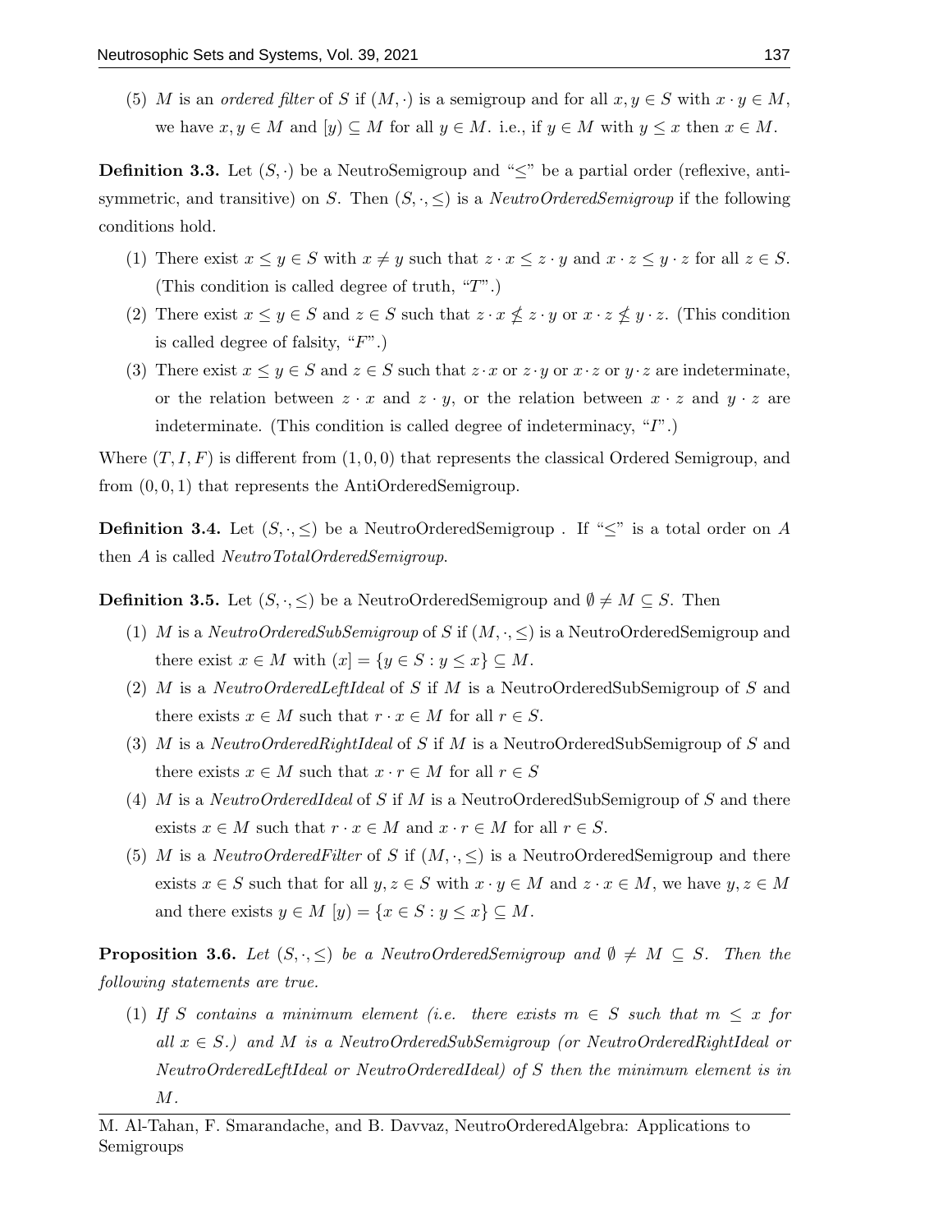(5) $M$ is an *ordered filter* of $S$ if $(M, \cdot)$ is a semigroup and for all $x, y \in S$ with $x \cdot y \in M$, we have $x, y \in M$ and $[y) \subseteq M$ for all $y \in M$. i.e., if $y \in M$ with $y \leq x$ then $x \in M$.

**Definition 3.3.** Let $(S, \cdot)$ be a NeutroSemigroup and "$\leq$" be a partial order (reflexive, anti-symmetric, and transitive) on $S$. Then $(S, \cdot, \leq)$ is a *NeutroOrderedSemigroup* if the following conditions hold.

1. There exist $x \leq y \in S$ with $x \neq y$ such that $z \cdot x \leq z \cdot y$ and $x \cdot z \leq y \cdot z$ for all $z \in S$. (This condition is called degree of truth, "$T$".)
2. There exist $x \leq y \in S$ and $z \in S$ such that $z \cdot x \nleq z \cdot y$ or $x \cdot z \nleq y \cdot z$. (This condition is called degree of falsity, "$F$".)
3. There exist $x \leq y \in S$ and $z \in S$ such that $z \cdot x$ or $z \cdot y$ or $x \cdot z$ or $y \cdot z$ are indeterminate, or the relation between $z \cdot x$ and $z \cdot y$, or the relation between $x \cdot z$ and $y \cdot z$ are indeterminate. (This condition is called degree of indeterminacy, "$I$".)

Where $(T, I, F)$ is different from $(1, 0, 0)$ that represents the classical Ordered Semigroup, and from $(0, 0, 1)$ that represents the AntiOrderedSemigroup.

**Definition 3.4.** Let $(S, \cdot, \leq)$ be a NeutroOrderedSemigroup . If "$\leq$" is a total order on $A$ then $A$ is called *NeutroTotalOrderedSemigroup*.

**Definition 3.5.** Let $(S, \cdot, \leq)$ be a NeutroOrderedSemigroup and $\emptyset \neq M \subseteq S$. Then

1. $M$ is a *NeutroOrderedSubSemigroup* of $S$ if $(M, \cdot, \leq)$ is a NeutroOrderedSemigroup and there exist $x \in M$ with $(x] = \{y \in S : y \leq x\} \subseteq M$.
2. $M$ is a *NeutroOrderedLeftIdeal* of $S$ if $M$ is a NeutroOrderedSubSemigroup of $S$ and there exists $x \in M$ such that $r \cdot x \in M$ for all $r \in S$.
3. $M$ is a *NeutroOrderedRightIdeal* of $S$ if $M$ is a NeutroOrderedSubSemigroup of $S$ and there exists $x \in M$ such that $x \cdot r \in M$ for all $r \in S$
4. $M$ is a *NeutroOrderedIdeal* of $S$ if $M$ is a NeutroOrderedSubSemigroup of $S$ and there exists $x \in M$ such that $r \cdot x \in M$ and $x \cdot r \in M$ for all $r \in S$.
5. $M$ is a *NeutroOrderedFilter* of $S$ if $(M, \cdot, \leq)$ is a NeutroOrderedSemigroup and there exists $x \in S$ such that for all $y, z \in S$ with $x \cdot y \in M$ and $z \cdot x \in M$, we have $y, z \in M$ and there exists $y \in M$ $[y) = \{x \in S : y \leq x\} \subseteq M$.

**Proposition 3.6.** *Let $(S, \cdot, \leq)$ be a NeutroOrderedSemigroup and $\emptyset \neq M \subseteq S$. Then the following statements are true.*

1. *If $S$ contains a minimum element (i.e. there exists $m \in S$ such that $m \leq x$ for all $x \in S$.) and $M$ is a NeutroOrderedSubSemigroup (or NeutroOrderedRightIdeal or NeutroOrderedLeftIdeal or NeutroOrderedIdeal) of $S$ then the minimum element is in $M$.*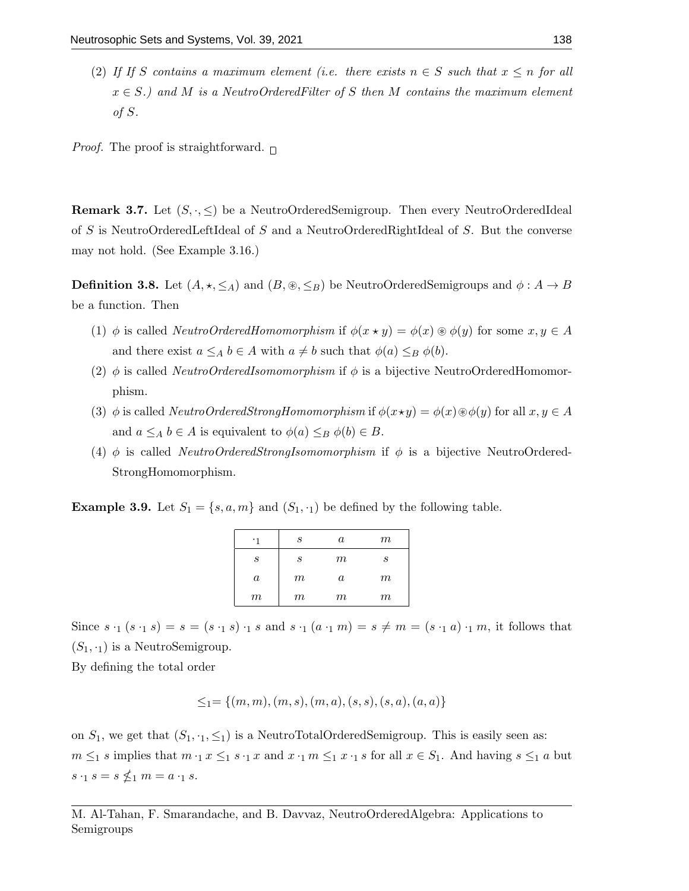(2) *If If $S$ contains a maximum element (i.e. there exists $n \in S$ such that $x \leq n$ for all $x \in S$.) and $M$ is a NeutroOrderedFilter of $S$ then $M$ contains the maximum element of $S$.*

*Proof.* The proof is straightforward. □

**Remark 3.7.** Let $(S, \cdot, \leq)$ be a NeutroOrderedSemigroup. Then every NeutroOrderedIdeal of $S$ is NeutroOrderedLeftIdeal of $S$ and a NeutroOrderedRightIdeal of $S$. But the converse may not hold. (See Example 3.16.)

**Definition 3.8.** Let $(A, \star, \leq_A)$ and $(B, \circledast, \leq_B)$ be NeutroOrderedSemigroups and $\phi : A \to B$ be a function. Then

1. $\phi$ is called *NeutroOrderedHomomorphism* if $\phi(x \star y) = \phi(x) \circledast \phi(y)$ for some $x, y \in A$ and there exist $a \leq_A b \in A$ with $a \neq b$ such that $\phi(a) \leq_B \phi(b)$.
2. $\phi$ is called *NeutroOrderedIsomomorphism* if $\phi$ is a bijective NeutroOrderedHomomorphism.
3. $\phi$ is called *NeutroOrderedStrongHomomorphism* if $\phi(x \star y) = \phi(x) \circledast \phi(y)$ for all $x, y \in A$ and $a \leq_A b \in A$ is equivalent to $\phi(a) \leq_B \phi(b) \in B$.
4. $\phi$ is called *NeutroOrderedStrongIsomomorphism* if $\phi$ is a bijective NeutroOrderedStrongHomomorphism.

**Example 3.9.** Let $S_1 = \{s, a, m\}$ and $(S_1, \cdot_1)$ be defined by the following table.

| $\cdot_1$ | $s$ | $a$ | $m$ |
|---|---|---|---|
| $s$ | $s$ | $m$ | $s$ |
| $a$ | $m$ | $a$ | $m$ |
| $m$ | $m$ | $m$ | $m$ |

Since $s \cdot_1 (s \cdot_1 s) = s = (s \cdot_1 s) \cdot_1 s$ and $s \cdot_1 (a \cdot_1 m) = s \neq m = (s \cdot_1 a) \cdot_1 m$, it follows that $(S_1, \cdot_1)$ is a NeutroSemigroup.
By defining the total order

$$\leq_1 = \{(m, m), (m, s), (m, a), (s, s), (s, a), (a, a)\}$$

on $S_1$, we get that $(S_1, \cdot_1, \leq_1)$ is a NeutroTotalOrderedSemigroup. This is easily seen as: $m \leq_1 s$ implies that $m \cdot_1 x \leq_1 s \cdot_1 x$ and $x \cdot_1 m \leq_1 x \cdot_1 s$ for all $x \in S_1$. And having $s \leq_1 a$ but $s \cdot_1 s = s \nleq_1 m = a \cdot_1 s$.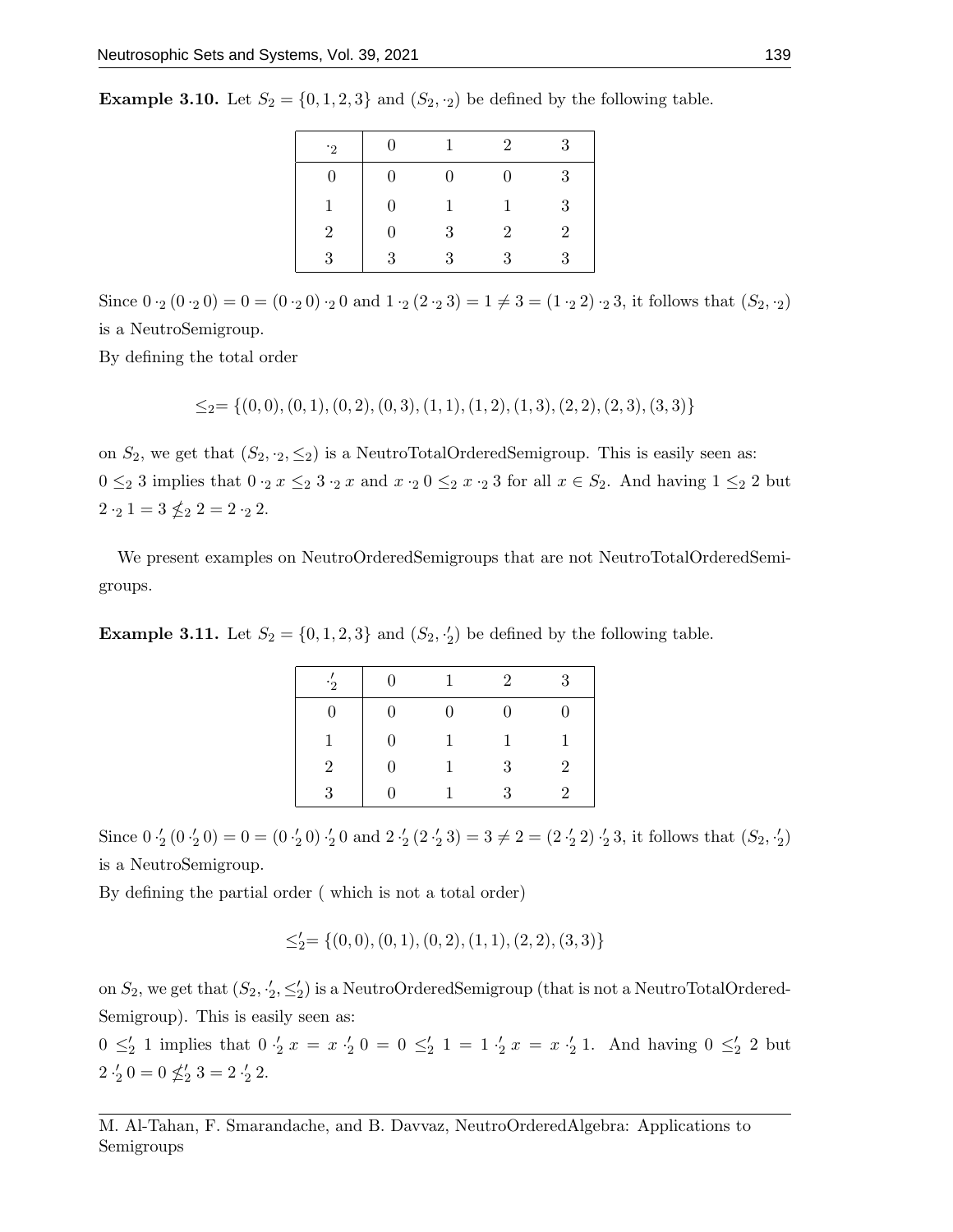**Example 3.10.** Let $S_2 = \{0, 1, 2, 3\}$ and $(S_2, \cdot_2)$ be defined by the following table.

| $\cdot_2$ | 0 | 1 | 2 | 3 |
|---|---|---|---|---|
| 0 | 0 | 0 | 0 | 3 |
| 1 | 0 | 1 | 1 | 3 |
| 2 | 0 | 3 | 2 | 2 |
| 3 | 3 | 3 | 3 | 3 |

Since $0 \cdot_2 (0 \cdot_2 0) = 0 = (0 \cdot_2 0) \cdot_2 0$ and $1 \cdot_2 (2 \cdot_2 3) = 1 \neq 3 = (1 \cdot_2 2) \cdot_2 3$, it follows that $(S_2, \cdot_2)$ is a NeutroSemigroup.

By defining the total order

$$\leq_2 = \{(0,0), (0,1), (0,2), (0,3), (1,1), (1,2), (1,3), (2,2), (2,3), (3,3)\}$$

on $S_2$, we get that $(S_2, \cdot_2, \leq_2)$ is a NeutroTotalOrderedSemigroup. This is easily seen as: $0 \leq_2 3$ implies that $0 \cdot_2 x \leq_2 3 \cdot_2 x$ and $x \cdot_2 0 \leq_2 x \cdot_2 3$ for all $x \in S_2$. And having $1 \leq_2 2$ but $2 \cdot_2 1 = 3 \nleq_2 2 = 2 \cdot_2 2$.

We present examples on NeutroOrderedSemigroups that are not NeutroTotalOrderedSemigroups.

**Example 3.11.** Let $S_2 = \{0, 1, 2, 3\}$ and $(S_2, \cdot_2')$ be defined by the following table.

| $\cdot_2'$ | 0 | 1 | 2 | 3 |
|---|---|---|---|---|
| 0 | 0 | 0 | 0 | 0 |
| 1 | 0 | 1 | 1 | 1 |
| 2 | 0 | 1 | 3 | 2 |
| 3 | 0 | 1 | 3 | 2 |

Since $0 \cdot_2' (0 \cdot_2' 0) = 0 = (0 \cdot_2' 0) \cdot_2' 0$ and $2 \cdot_2' (2 \cdot_2' 3) = 3 \neq 2 = (2 \cdot_2' 2) \cdot_2' 3$, it follows that $(S_2, \cdot_2')$ is a NeutroSemigroup.

By defining the partial order ( which is not a total order)

$$\leq_2' = \{(0,0), (0,1), (0,2), (1,1), (2,2), (3,3)\}$$

on $S_2$, we get that $(S_2, \cdot_2', \leq_2')$ is a NeutroOrderedSemigroup (that is not a NeutroTotalOrderedSemigroup). This is easily seen as:

$0 \leq_2' 1$ implies that $0 \cdot_2' x = x \cdot_2' 0 = 0 \leq_2' 1 = 1 \cdot_2' x = x \cdot_2' 1$. And having $0 \leq_2' 2$ but $2 \cdot_2' 0 = 0 \nleq_2' 3 = 2 \cdot_2' 2$.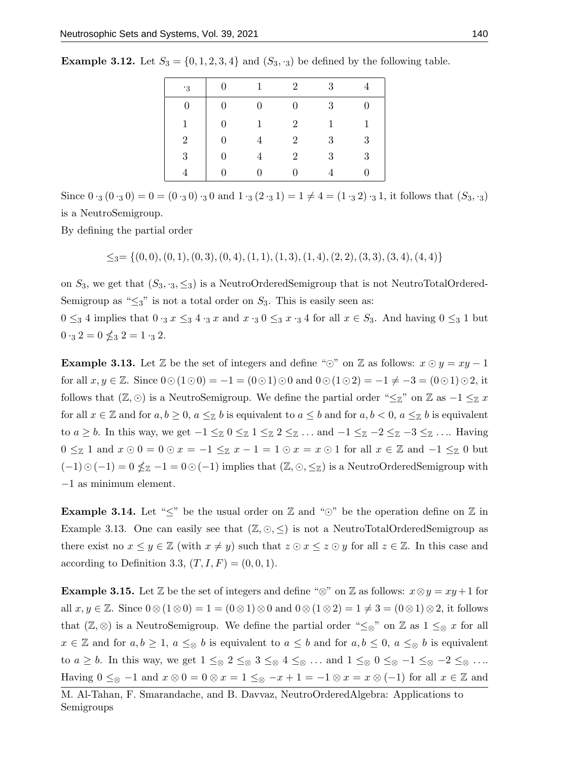**Example 3.12.** Let $S_3 = \{0, 1, 2, 3, 4\}$ and $(S_3, \cdot_3)$ be defined by the following table.

| $\cdot_3$ | 0 | 1 | 2 | 3 | 4 |
|---|---|---|---|---|---|
| 0 | 0 | 0 | 0 | 3 | 0 |
| 1 | 0 | 1 | 2 | 1 | 1 |
| 2 | 0 | 4 | 2 | 3 | 3 |
| 3 | 0 | 4 | 2 | 3 | 3 |
| 4 | 0 | 0 | 0 | 4 | 0 |

Since $0 \cdot_3 (0 \cdot_3 0) = 0 = (0 \cdot_3 0) \cdot_3 0$ and $1 \cdot_3 (2 \cdot_3 1) = 1 \neq 4 = (1 \cdot_3 2) \cdot_3 1$, it follows that $(S_3, \cdot_3)$ is a NeutroSemigroup.

By defining the partial order

$$\leq_3 = \{(0,0), (0,1), (0,3), (0,4), (1,1), (1,3), (1,4), (2,2), (3,3), (3,4), (4,4)\}$$

on $S_3$, we get that $(S_3, \cdot_3, \leq_3)$ is a NeutroOrderedSemigroup that is not NeutroTotalOrderedSemigroup as "$\leq_3$" is not a total order on $S_3$. This is easily seen as:

$0 \leq_3 4$ implies that $0 \cdot_3 x \leq_3 4 \cdot_3 x$ and $x \cdot_3 0 \leq_3 x \cdot_3 4$ for all $x \in S_3$. And having $0 \leq_3 1$ but $0 \cdot_3 2 = 0 \nleq_3 2 = 1 \cdot_3 2$.

**Example 3.13.** Let $\mathbb{Z}$ be the set of integers and define "$\odot$" on $\mathbb{Z}$ as follows: $x \odot y = xy - 1$ for all $x, y \in \mathbb{Z}$. Since $0 \odot (1 \odot 0) = -1 = (0 \odot 1) \odot 0$ and $0 \odot (1 \odot 2) = -1 \neq -3 = (0 \odot 1) \odot 2$, it follows that $(\mathbb{Z}, \odot)$ is a NeutroSemigroup. We define the partial order "$\leq_{\mathbb{Z}}$" on $\mathbb{Z}$ as $-1 \leq_{\mathbb{Z}} x$ for all $x \in \mathbb{Z}$ and for $a, b \geq 0$, $a \leq_{\mathbb{Z}} b$ is equivalent to $a \leq b$ and for $a, b < 0$, $a \leq_{\mathbb{Z}} b$ is equivalent to $a \geq b$. In this way, we get $-1 \leq_{\mathbb{Z}} 0 \leq_{\mathbb{Z}} 1 \leq_{\mathbb{Z}} 2 \leq_{\mathbb{Z}} \ldots$ and $-1 \leq_{\mathbb{Z}} -2 \leq_{\mathbb{Z}} -3 \leq_{\mathbb{Z}} \ldots$. Having $0 \leq_{\mathbb{Z}} 1$ and $x \odot 0 = 0 \odot x = -1 \leq_{\mathbb{Z}} x - 1 = 1 \odot x = x \odot 1$ for all $x \in \mathbb{Z}$ and $-1 \leq_{\mathbb{Z}} 0$ but $(-1) \odot (-1) = 0 \nleq_{\mathbb{Z}} -1 = 0 \odot (-1)$ implies that $(\mathbb{Z}, \odot, \leq_{\mathbb{Z}})$ is a NeutroOrderedSemigroup with $-1$ as minimum element.

**Example 3.14.** Let "$\leq$" be the usual order on $\mathbb{Z}$ and "$\odot$" be the operation define on $\mathbb{Z}$ in Example 3.13. One can easily see that $(\mathbb{Z}, \odot, \leq)$ is not a NeutroTotalOrderedSemigroup as there exist no $x \leq y \in \mathbb{Z}$ (with $x \neq y$) such that $z \odot x \leq z \odot y$ for all $z \in \mathbb{Z}$. In this case and according to Definition 3.3, $(T, I, F) = (0, 0, 1)$.

**Example 3.15.** Let $\mathbb{Z}$ be the set of integers and define "$\otimes$" on $\mathbb{Z}$ as follows: $x \otimes y = xy + 1$ for all $x, y \in \mathbb{Z}$. Since $0 \otimes (1 \otimes 0) = 1 = (0 \otimes 1) \otimes 0$ and $0 \otimes (1 \otimes 2) = 1 \neq 3 = (0 \otimes 1) \otimes 2$, it follows that $(\mathbb{Z}, \otimes)$ is a NeutroSemigroup. We define the partial order "$\leq_{\otimes}$" on $\mathbb{Z}$ as $1 \leq_{\otimes} x$ for all $x \in \mathbb{Z}$ and for $a, b \geq 1$, $a \leq_{\otimes} b$ is equivalent to $a \leq b$ and for $a, b \leq 0$, $a \leq_{\otimes} b$ is equivalent to $a \geq b$. In this way, we get $1 \leq_{\otimes} 2 \leq_{\otimes} 3 \leq_{\otimes} 4 \leq_{\otimes} \ldots$ and $1 \leq_{\otimes} 0 \leq_{\otimes} -1 \leq_{\otimes} -2 \leq_{\otimes} \ldots$. Having $0 \leq_{\otimes} -1$ and $x \otimes 0 = 0 \otimes x = 1 \leq_{\otimes} -x + 1 = -1 \otimes x = x \otimes (-1)$ for all $x \in \mathbb{Z}$ and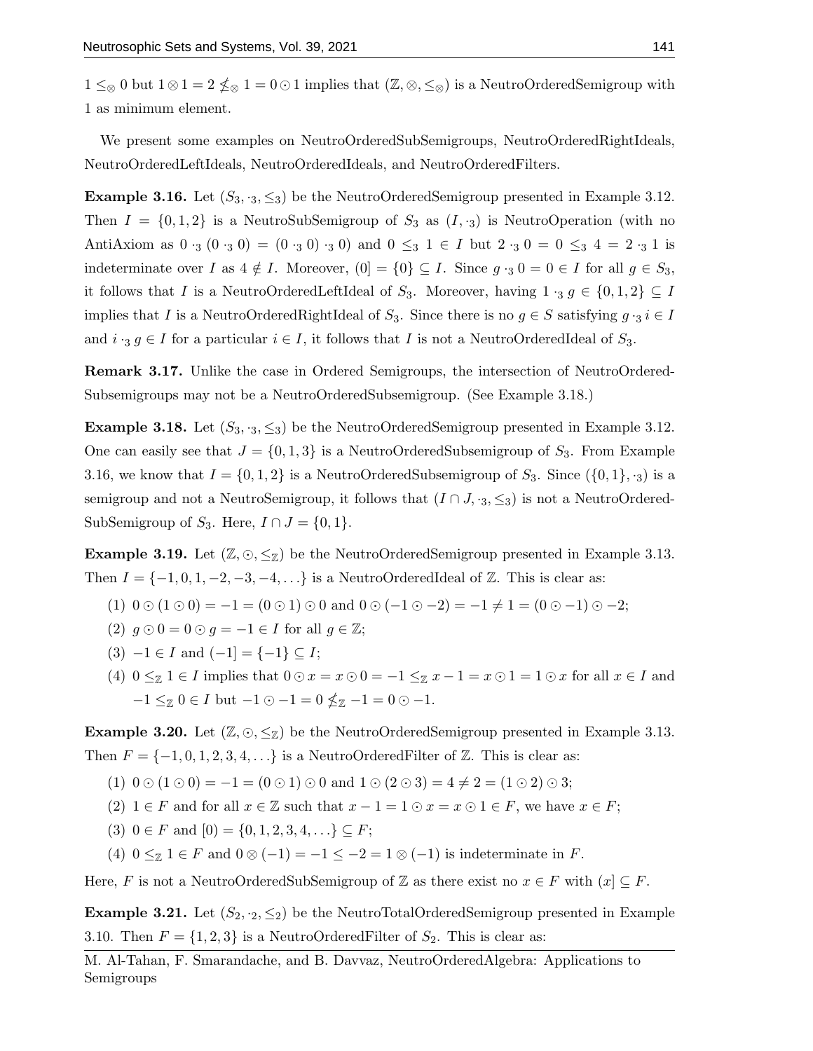$1 \leq_{\otimes} 0$ but $1 \otimes 1 = 2 \nleq_{\otimes} 1 = 0 \odot 1$ implies that $(\mathbb{Z}, \otimes, \leq_{\otimes})$ is a NeutroOrderedSemigroup with 1 as minimum element.

We present some examples on NeutroOrderedSubSemigroups, NeutroOrderedRightIdeals, NeutroOrderedLeftIdeals, NeutroOrderedIdeals, and NeutroOrderedFilters.

**Example 3.16.** Let $(S_3, \cdot_3, \leq_3)$ be the NeutroOrderedSemigroup presented in Example 3.12. Then $I = \{0, 1, 2\}$ is a NeutroSubSemigroup of $S_3$ as $(I, \cdot_3)$ is NeutroOperation (with no AntiAxiom as $0 \cdot_3 (0 \cdot_3 0) = (0 \cdot_3 0) \cdot_3 0$) and $0 \leq_3 1 \in I$ but $2 \cdot_3 0 = 0 \leq_3 4 = 2 \cdot_3 1$ is indeterminate over $I$ as $4 \notin I$. Moreover, $(0] = \{0\} \subseteq I$. Since $g \cdot_3 0 = 0 \in I$ for all $g \in S_3$, it follows that $I$ is a NeutroOrderedLeftIdeal of $S_3$. Moreover, having $1 \cdot_3 g \in \{0, 1, 2\} \subseteq I$ implies that $I$ is a NeutroOrderedRightIdeal of $S_3$. Since there is no $g \in S$ satisfying $g \cdot_3 i \in I$ and $i \cdot_3 g \in I$ for a particular $i \in I$, it follows that $I$ is not a NeutroOrderedIdeal of $S_3$.

**Remark 3.17.** Unlike the case in Ordered Semigroups, the intersection of NeutroOrdered-Subsemigroups may not be a NeutroOrderedSubsemigroup. (See Example 3.18.)

**Example 3.18.** Let $(S_3, \cdot_3, \leq_3)$ be the NeutroOrderedSemigroup presented in Example 3.12. One can easily see that $J = \{0, 1, 3\}$ is a NeutroOrderedSubsemigroup of $S_3$. From Example 3.16, we know that $I = \{0, 1, 2\}$ is a NeutroOrderedSubsemigroup of $S_3$. Since $(\{0, 1\}, \cdot_3)$ is a semigroup and not a NeutroSemigroup, it follows that $(I \cap J, \cdot_3, \leq_3)$ is not a NeutroOrdered-SubSemigroup of $S_3$. Here, $I \cap J = \{0, 1\}$.

**Example 3.19.** Let $(\mathbb{Z}, \odot, \leq_{\mathbb{Z}})$ be the NeutroOrderedSemigroup presented in Example 3.13. Then $I = \{-1, 0, 1, -2, -3, -4, \ldots\}$ is a NeutroOrderedIdeal of $\mathbb{Z}$. This is clear as:

1. $0 \odot (1 \odot 0) = -1 = (0 \odot 1) \odot 0$ and $0 \odot (-1 \odot -2) = -1 \neq 1 = (0 \odot -1) \odot -2$;
2. $g \odot 0 = 0 \odot g = -1 \in I$ for all $g \in \mathbb{Z}$;
3. $-1 \in I$ and $(-1] = \{-1\} \subseteq I$;
4. $0 \leq_{\mathbb{Z}} 1 \in I$ implies that $0 \odot x = x \odot 0 = -1 \leq_{\mathbb{Z}} x - 1 = x \odot 1 = 1 \odot x$ for all $x \in I$ and $-1 \leq_{\mathbb{Z}} 0 \in I$ but $-1 \odot -1 = 0 \nleq_{\mathbb{Z}} -1 = 0 \odot -1$.

**Example 3.20.** Let $(\mathbb{Z}, \odot, \leq_{\mathbb{Z}})$ be the NeutroOrderedSemigroup presented in Example 3.13. Then $F = \{-1, 0, 1, 2, 3, 4, \ldots\}$ is a NeutroOrderedFilter of $\mathbb{Z}$. This is clear as:

1. $0 \odot (1 \odot 0) = -1 = (0 \odot 1) \odot 0$ and $1 \odot (2 \odot 3) = 4 \neq 2 = (1 \odot 2) \odot 3$;
2. $1 \in F$ and for all $x \in \mathbb{Z}$ such that $x - 1 = 1 \odot x = x \odot 1 \in F$, we have $x \in F$;
3. $0 \in F$ and $[0) = \{0, 1, 2, 3, 4, \ldots\} \subseteq F$;
4. $0 \leq_{\mathbb{Z}} 1 \in F$ and $0 \otimes (-1) = -1 \leq -2 = 1 \otimes (-1)$ is indeterminate in $F$.

Here, $F$ is not a NeutroOrderedSubSemigroup of $\mathbb{Z}$ as there exist no $x \in F$ with $(x] \subseteq F$.

**Example 3.21.** Let $(S_2, \cdot_2, \leq_2)$ be the NeutroTotalOrderedSemigroup presented in Example 3.10. Then $F = \{1, 2, 3\}$ is a NeutroOrderedFilter of $S_2$. This is clear as: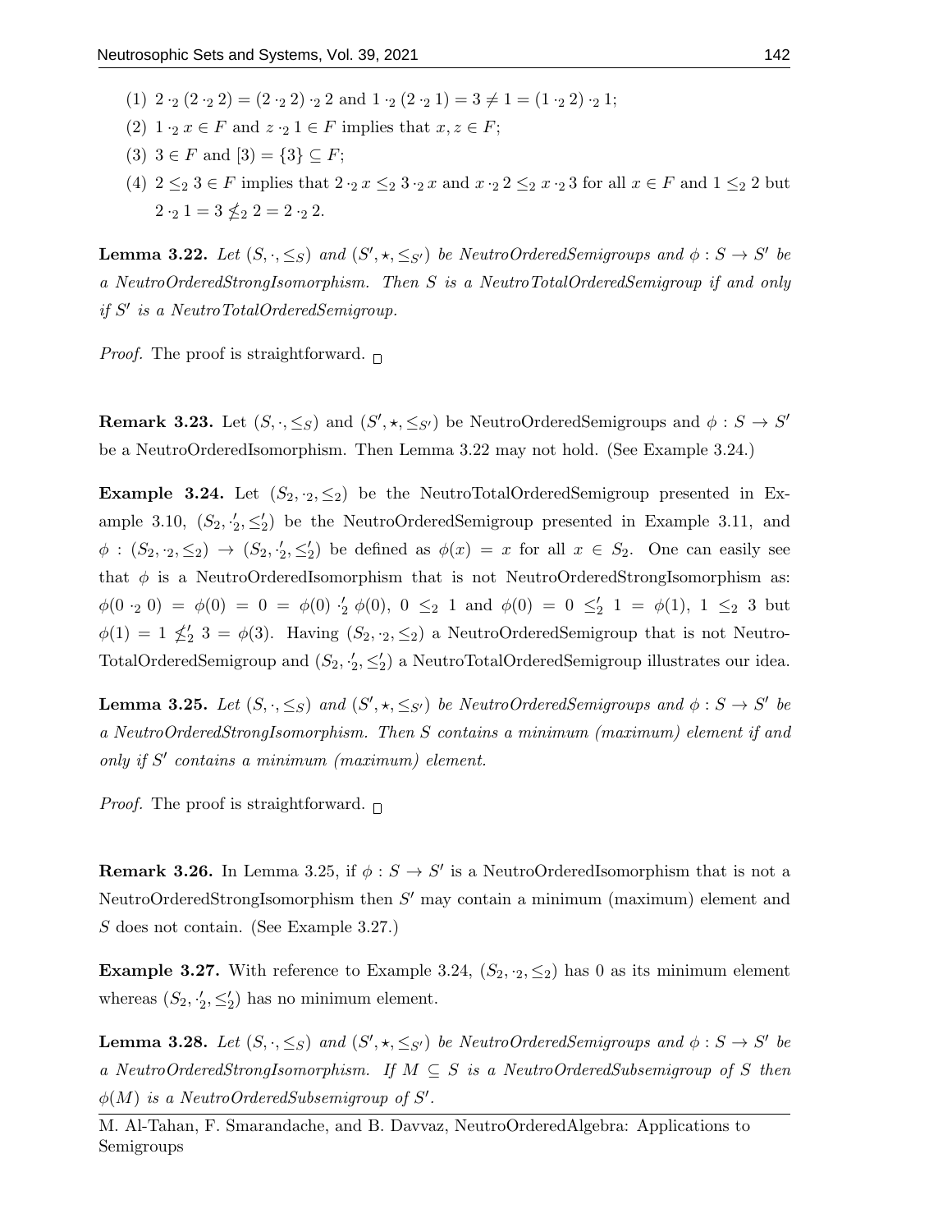(1) $2 \cdot_2 (2 \cdot_2 2) = (2 \cdot_2 2) \cdot_2 2$ and $1 \cdot_2 (2 \cdot_2 1) = 3 \neq 1 = (1 \cdot_2 2) \cdot_2 1$;

(2) $1 \cdot_2 x \in F$ and $z \cdot_2 1 \in F$ implies that $x, z \in F$;

(3) $3 \in F$ and $[3) = \{3\} \subseteq F$;

(4) $2 \leq_2 3 \in F$ implies that $2 \cdot_2 x \leq_2 3 \cdot_2 x$ and $x \cdot_2 2 \leq_2 x \cdot_2 3$ for all $x \in F$ and $1 \leq_2 2$ but $2 \cdot_2 1 = 3 \nleq_2 2 = 2 \cdot_2 2$.

**Lemma 3.22.** *Let $(S, \cdot, \leq_S)$ and $(S', \star, \leq_{S'})$ be NeutroOrderedSemigroups and $\phi : S \to S'$ be a NeutroOrderedStrongIsomorphism. Then $S$ is a NeutroTotalOrderedSemigroup if and only if $S'$ is a NeutroTotalOrderedSemigroup.*

*Proof.* The proof is straightforward. □

**Remark 3.23.** Let $(S, \cdot, \leq_S)$ and $(S', \star, \leq_{S'})$ be NeutroOrderedSemigroups and $\phi : S \to S'$ be a NeutroOrderedIsomorphism. Then Lemma 3.22 may not hold. (See Example 3.24.)

**Example 3.24.** Let $(S_2, \cdot_2, \leq_2)$ be the NeutroTotalOrderedSemigroup presented in Example 3.10, $(S_2, \cdot_2', \leq_2')$ be the NeutroOrderedSemigroup presented in Example 3.11, and $\phi : (S_2, \cdot_2, \leq_2) \to (S_2, \cdot_2', \leq_2')$ be defined as $\phi(x) = x$ for all $x \in S_2$. One can easily see that $\phi$ is a NeutroOrderedIsomorphism that is not NeutroOrderedStrongIsomorphism as: $\phi(0 \cdot_2 0) = \phi(0) = 0 = \phi(0) \cdot_2' \phi(0)$, $0 \leq_2 1$ and $\phi(0) = 0 \leq_2' 1 = \phi(1)$, $1 \leq_2 3$ but $\phi(1) = 1 \nleq_2' 3 = \phi(3)$. Having $(S_2, \cdot_2, \leq_2)$ a NeutroOrderedSemigroup that is not NeutroTotalOrderedSemigroup and $(S_2, \cdot_2', \leq_2')$ a NeutroTotalOrderedSemigroup illustrates our idea.

**Lemma 3.25.** *Let $(S, \cdot, \leq_S)$ and $(S', \star, \leq_{S'})$ be NeutroOrderedSemigroups and $\phi : S \to S'$ be a NeutroOrderedStrongIsomorphism. Then $S$ contains a minimum (maximum) element if and only if $S'$ contains a minimum (maximum) element.*

*Proof.* The proof is straightforward. □

**Remark 3.26.** In Lemma 3.25, if $\phi : S \to S'$ is a NeutroOrderedIsomorphism that is not a NeutroOrderedStrongIsomorphism then $S'$ may contain a minimum (maximum) element and $S$ does not contain. (See Example 3.27.)

**Example 3.27.** With reference to Example 3.24, $(S_2, \cdot_2, \leq_2)$ has 0 as its minimum element whereas $(S_2, \cdot_2', \leq_2')$ has no minimum element.

**Lemma 3.28.** *Let $(S, \cdot, \leq_S)$ and $(S', \star, \leq_{S'})$ be NeutroOrderedSemigroups and $\phi : S \to S'$ be a NeutroOrderedStrongIsomorphism. If $M \subseteq S$ is a NeutroOrderedSubsemigroup of $S$ then $\phi(M)$ is a NeutroOrderedSubsemigroup of $S'$.*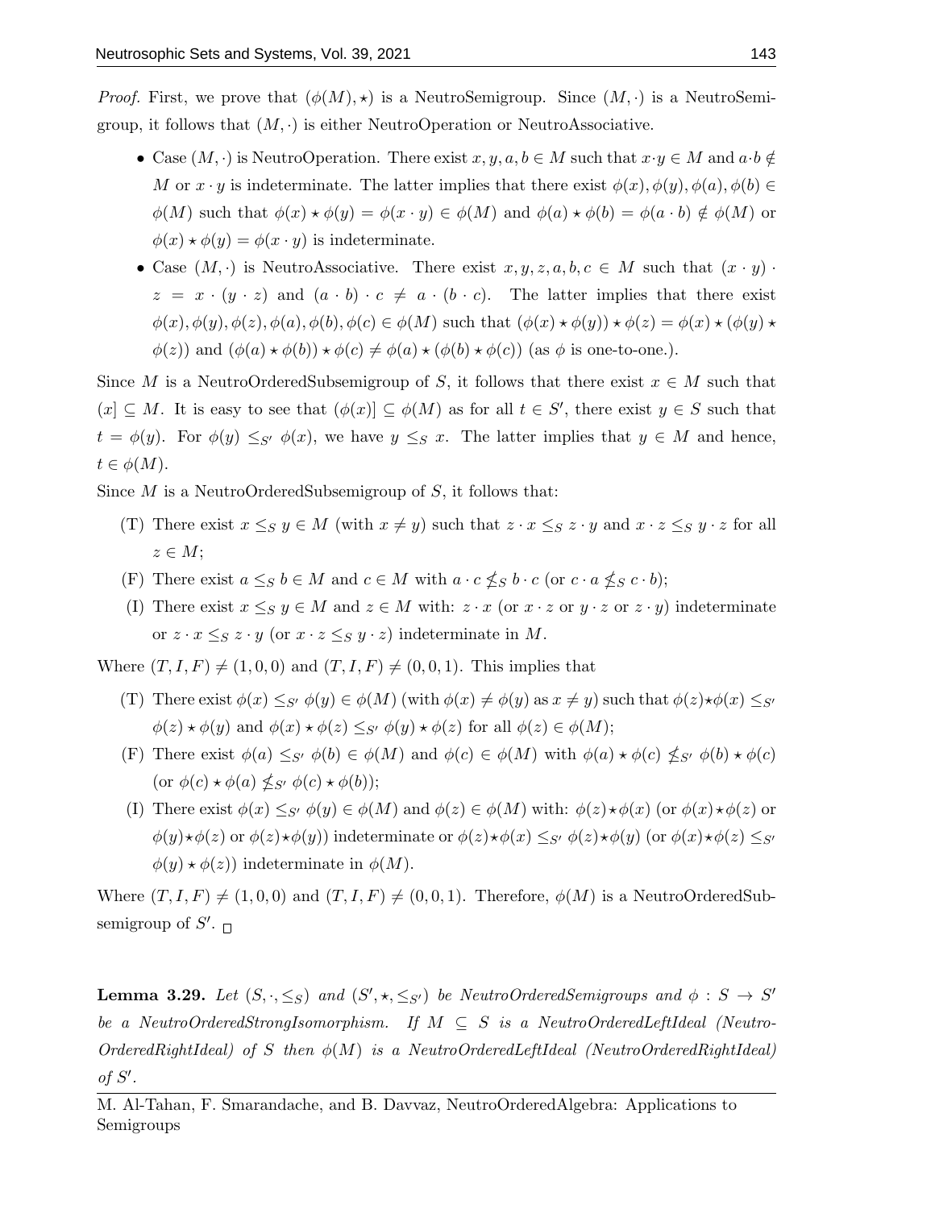*Proof.* First, we prove that $(\phi(M), \star)$ is a NeutroSemigroup. Since $(M, \cdot)$ is a NeutroSemigroup, it follows that $(M, \cdot)$ is either NeutroOperation or NeutroAssociative.

- Case $(M, \cdot)$ is NeutroOperation. There exist $x, y, a, b \in M$ such that $x \cdot y \in M$ and $a \cdot b \notin M$ or $x \cdot y$ is indeterminate. The latter implies that there exist $\phi(x), \phi(y), \phi(a), \phi(b) \in \phi(M)$ such that $\phi(x) \star \phi(y) = \phi(x \cdot y) \in \phi(M)$ and $\phi(a) \star \phi(b) = \phi(a \cdot b) \notin \phi(M)$ or $\phi(x) \star \phi(y) = \phi(x \cdot y)$ is indeterminate.
- Case $(M, \cdot)$ is NeutroAssociative. There exist $x, y, z, a, b, c \in M$ such that $(x \cdot y) \cdot z = x \cdot (y \cdot z)$ and $(a \cdot b) \cdot c \neq a \cdot (b \cdot c)$. The latter implies that there exist $\phi(x), \phi(y), \phi(z), \phi(a), \phi(b), \phi(c) \in \phi(M)$ such that $(\phi(x) \star \phi(y)) \star \phi(z) = \phi(x) \star (\phi(y) \star \phi(z))$ and $(\phi(a) \star \phi(b)) \star \phi(c) \neq \phi(a) \star (\phi(b) \star \phi(c))$ (as $\phi$ is one-to-one.).

Since $M$ is a NeutroOrderedSubsemigroup of $S$, it follows that there exist $x \in M$ such that $(x] \subseteq M$. It is easy to see that $(\phi(x)] \subseteq \phi(M)$ as for all $t \in S'$, there exist $y \in S$ such that $t = \phi(y)$. For $\phi(y) \leq_{S'} \phi(x)$, we have $y \leq_S x$. The latter implies that $y \in M$ and hence, $t \in \phi(M)$.

Since $M$ is a NeutroOrderedSubsemigroup of $S$, it follows that:

(T) There exist $x \leq_S y \in M$ (with $x \neq y$) such that $z \cdot x \leq_S z \cdot y$ and $x \cdot z \leq_S y \cdot z$ for all $z \in M$;

(F) There exist $a \leq_S b \in M$ and $c \in M$ with $a \cdot c \nleq_S b \cdot c$ (or $c \cdot a \nleq_S c \cdot b$);

(I) There exist $x \leq_S y \in M$ and $z \in M$ with: $z \cdot x$ (or $x \cdot z$ or $y \cdot z$ or $z \cdot y$) indeterminate or $z \cdot x \leq_S z \cdot y$ (or $x \cdot z \leq_S y \cdot z$) indeterminate in $M$.

Where $(T, I, F) \neq (1, 0, 0)$ and $(T, I, F) \neq (0, 0, 1)$. This implies that

(T) There exist $\phi(x) \leq_{S'} \phi(y) \in \phi(M)$ (with $\phi(x) \neq \phi(y)$ as $x \neq y$) such that $\phi(z) \star \phi(x) \leq_{S'} \phi(z) \star \phi(y)$ and $\phi(x) \star \phi(z) \leq_{S'} \phi(y) \star \phi(z)$ for all $\phi(z) \in \phi(M)$;

(F) There exist $\phi(a) \leq_{S'} \phi(b) \in \phi(M)$ and $\phi(c) \in \phi(M)$ with $\phi(a) \star \phi(c) \nleq_{S'} \phi(b) \star \phi(c)$ (or $\phi(c) \star \phi(a) \nleq_{S'} \phi(c) \star \phi(b)$);

(I) There exist $\phi(x) \leq_{S'} \phi(y) \in \phi(M)$ and $\phi(z) \in \phi(M)$ with: $\phi(z) \star \phi(x)$ (or $\phi(x) \star \phi(z)$ or $\phi(y) \star \phi(z)$ or $\phi(z) \star \phi(y)$) indeterminate or $\phi(z) \star \phi(x) \leq_{S'} \phi(z) \star \phi(y)$ (or $\phi(x) \star \phi(z) \leq_{S'} \phi(y) \star \phi(z)$) indeterminate in $\phi(M)$.

Where $(T, I, F) \neq (1, 0, 0)$ and $(T, I, F) \neq (0, 0, 1)$. Therefore, $\phi(M)$ is a NeutroOrderedSubsemigroup of $S'$. □

**Lemma 3.29.** *Let $(S, \cdot, \leq_S)$ and $(S', \star, \leq_{S'})$ be NeutroOrderedSemigroups and $\phi : S \to S'$ be a NeutroOrderedStrongIsomorphism. If $M \subseteq S$ is a NeutroOrderedLeftIdeal (NeutroOrderedRightIdeal) of $S$ then $\phi(M)$ is a NeutroOrderedLeftIdeal (NeutroOrderedRightIdeal) of $S'$.*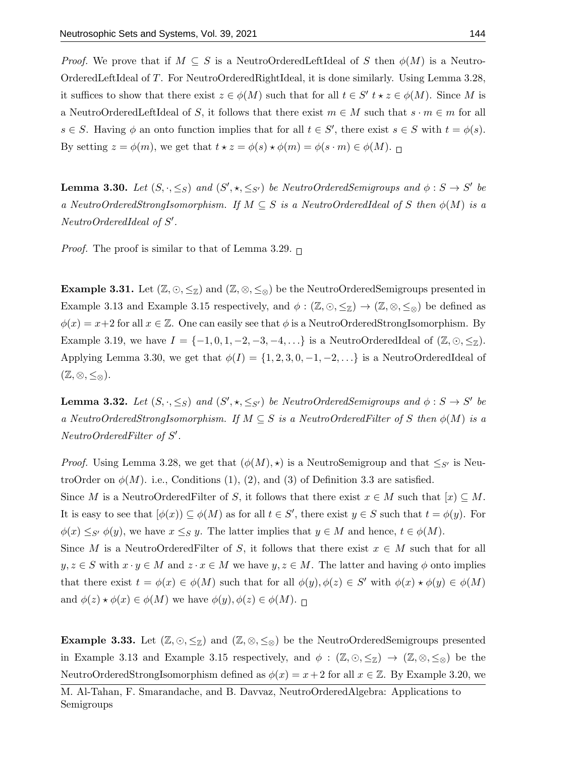*Proof.* We prove that if $M \subseteq S$ is a NeutroOrderedLeftIdeal of $S$ then $\phi(M)$ is a NeutroOrderedLeftIdeal of $T$. For NeutroOrderedRightIdeal, it is done similarly. Using Lemma 3.28, it suffices to show that there exist $z \in \phi(M)$ such that for all $t \in S'$ $t \star z \in \phi(M)$. Since $M$ is a NeutroOrderedLeftIdeal of $S$, it follows that there exist $m \in M$ such that $s \cdot m \in m$ for all $s \in S$. Having $\phi$ an onto function implies that for all $t \in S'$, there exist $s \in S$ with $t = \phi(s)$. By setting $z = \phi(m)$, we get that $t \star z = \phi(s) \star \phi(m) = \phi(s \cdot m) \in \phi(M)$. □

**Lemma 3.30.** *Let $(S, \cdot, \leq_S)$ and $(S', \star, \leq_{S'})$ be NeutroOrderedSemigroups and $\phi : S \to S'$ be a NeutroOrderedStrongIsomorphism. If $M \subseteq S$ is a NeutroOrderedIdeal of $S$ then $\phi(M)$ is a NeutroOrderedIdeal of $S'$.*

*Proof.* The proof is similar to that of Lemma 3.29. □

**Example 3.31.** Let $(\mathbb{Z}, \odot, \leq_{\mathbb{Z}})$ and $(\mathbb{Z}, \otimes, \leq_{\otimes})$ be the NeutroOrderedSemigroups presented in Example 3.13 and Example 3.15 respectively, and $\phi : (\mathbb{Z}, \odot, \leq_{\mathbb{Z}}) \to (\mathbb{Z}, \otimes, \leq_{\otimes})$ be defined as $\phi(x) = x+2$ for all $x \in \mathbb{Z}$. One can easily see that $\phi$ is a NeutroOrderedStrongIsomorphism. By Example 3.19, we have $I = \{-1, 0, 1, -2, -3, -4, \ldots\}$ is a NeutroOrderedIdeal of $(\mathbb{Z}, \odot, \leq_{\mathbb{Z}})$. Applying Lemma 3.30, we get that $\phi(I) = \{1, 2, 3, 0, -1, -2, \ldots\}$ is a NeutroOrderedIdeal of $(\mathbb{Z}, \otimes, \leq_{\otimes})$.

**Lemma 3.32.** *Let $(S, \cdot, \leq_S)$ and $(S', \star, \leq_{S'})$ be NeutroOrderedSemigroups and $\phi : S \to S'$ be a NeutroOrderedStrongIsomorphism. If $M \subseteq S$ is a NeutroOrderedFilter of $S$ then $\phi(M)$ is a NeutroOrderedFilter of $S'$.*

*Proof.* Using Lemma 3.28, we get that $(\phi(M), \star)$ is a NeutroSemigroup and that $\leq_{S'}$ is NeutroOrder on $\phi(M)$. i.e., Conditions (1), (2), and (3) of Definition 3.3 are satisfied.
Since $M$ is a NeutroOrderedFilter of $S$, it follows that there exist $x \in M$ such that $[x) \subseteq M$. It is easy to see that $[\phi(x)) \subseteq \phi(M)$ as for all $t \in S'$, there exist $y \in S$ such that $t = \phi(y)$. For $\phi(x) \leq_{S'} \phi(y)$, we have $x \leq_S y$. The latter implies that $y \in M$ and hence, $t \in \phi(M)$.
Since $M$ is a NeutroOrderedFilter of $S$, it follows that there exist $x \in M$ such that for all $y, z \in S$ with $x \cdot y \in M$ and $z \cdot x \in M$ we have $y, z \in M$. The latter and having $\phi$ onto implies that there exist $t = \phi(x) \in \phi(M)$ such that for all $\phi(y), \phi(z) \in S'$ with $\phi(x) \star \phi(y) \in \phi(M)$ and $\phi(z) \star \phi(x) \in \phi(M)$ we have $\phi(y), \phi(z) \in \phi(M)$. □

**Example 3.33.** Let $(\mathbb{Z}, \odot, \leq_{\mathbb{Z}})$ and $(\mathbb{Z}, \otimes, \leq_{\otimes})$ be the NeutroOrderedSemigroups presented in Example 3.13 and Example 3.15 respectively, and $\phi : (\mathbb{Z}, \odot, \leq_{\mathbb{Z}}) \to (\mathbb{Z}, \otimes, \leq_{\otimes})$ be the NeutroOrderedStrongIsomorphism defined as $\phi(x) = x + 2$ for all $x \in \mathbb{Z}$. By Example 3.20, we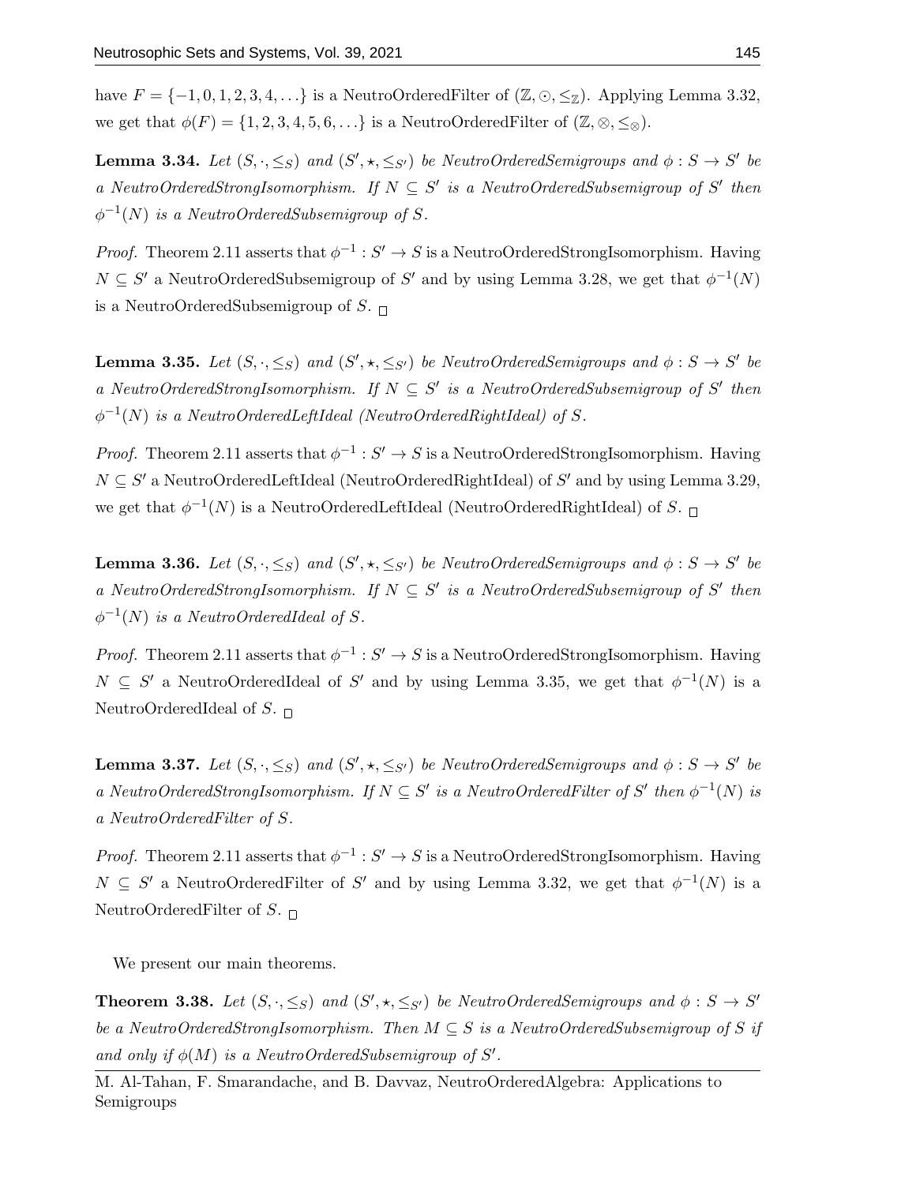have $F = \{-1, 0, 1, 2, 3, 4, \ldots\}$ is a NeutroOrderedFilter of $(\mathbb{Z}, \odot, \leq_{\mathbb{Z}})$. Applying Lemma 3.32, we get that $\phi(F) = \{1, 2, 3, 4, 5, 6, \ldots\}$ is a NeutroOrderedFilter of $(\mathbb{Z}, \otimes, \leq_{\otimes})$.

**Lemma 3.34.** *Let $(S, \cdot, \leq_S)$ and $(S', \star, \leq_{S'})$ be NeutroOrderedSemigroups and $\phi : S \to S'$ be a NeutroOrderedStrongIsomorphism. If $N \subseteq S'$ is a NeutroOrderedSubsemigroup of $S'$ then $\phi^{-1}(N)$ is a NeutroOrderedSubsemigroup of $S$.*

*Proof.* Theorem 2.11 asserts that $\phi^{-1} : S' \to S$ is a NeutroOrderedStrongIsomorphism. Having $N \subseteq S'$ a NeutroOrderedSubsemigroup of $S'$ and by using Lemma 3.28, we get that $\phi^{-1}(N)$ is a NeutroOrderedSubsemigroup of $S$. □

**Lemma 3.35.** *Let $(S, \cdot, \leq_S)$ and $(S', \star, \leq_{S'})$ be NeutroOrderedSemigroups and $\phi : S \to S'$ be a NeutroOrderedStrongIsomorphism. If $N \subseteq S'$ is a NeutroOrderedSubsemigroup of $S'$ then $\phi^{-1}(N)$ is a NeutroOrderedLeftIdeal (NeutroOrderedRightIdeal) of $S$.*

*Proof.* Theorem 2.11 asserts that $\phi^{-1} : S' \to S$ is a NeutroOrderedStrongIsomorphism. Having $N \subseteq S'$ a NeutroOrderedLeftIdeal (NeutroOrderedRightIdeal) of $S'$ and by using Lemma 3.29, we get that $\phi^{-1}(N)$ is a NeutroOrderedLeftIdeal (NeutroOrderedRightIdeal) of $S$. □

**Lemma 3.36.** *Let $(S, \cdot, \leq_S)$ and $(S', \star, \leq_{S'})$ be NeutroOrderedSemigroups and $\phi : S \to S'$ be a NeutroOrderedStrongIsomorphism. If $N \subseteq S'$ is a NeutroOrderedSubsemigroup of $S'$ then $\phi^{-1}(N)$ is a NeutroOrderedIdeal of $S$.*

*Proof.* Theorem 2.11 asserts that $\phi^{-1} : S' \to S$ is a NeutroOrderedStrongIsomorphism. Having $N \subseteq S'$ a NeutroOrderedIdeal of $S'$ and by using Lemma 3.35, we get that $\phi^{-1}(N)$ is a NeutroOrderedIdeal of $S$. □

**Lemma 3.37.** *Let $(S, \cdot, \leq_S)$ and $(S', \star, \leq_{S'})$ be NeutroOrderedSemigroups and $\phi : S \to S'$ be a NeutroOrderedStrongIsomorphism. If $N \subseteq S'$ is a NeutroOrderedFilter of $S'$ then $\phi^{-1}(N)$ is a NeutroOrderedFilter of $S$.*

*Proof.* Theorem 2.11 asserts that $\phi^{-1} : S' \to S$ is a NeutroOrderedStrongIsomorphism. Having $N \subseteq S'$ a NeutroOrderedFilter of $S'$ and by using Lemma 3.32, we get that $\phi^{-1}(N)$ is a NeutroOrderedFilter of $S$. □

We present our main theorems.

**Theorem 3.38.** *Let $(S, \cdot, \leq_S)$ and $(S', \star, \leq_{S'})$ be NeutroOrderedSemigroups and $\phi : S \to S'$ be a NeutroOrderedStrongIsomorphism. Then $M \subseteq S$ is a NeutroOrderedSubsemigroup of $S$ if and only if $\phi(M)$ is a NeutroOrderedSubsemigroup of $S'$.*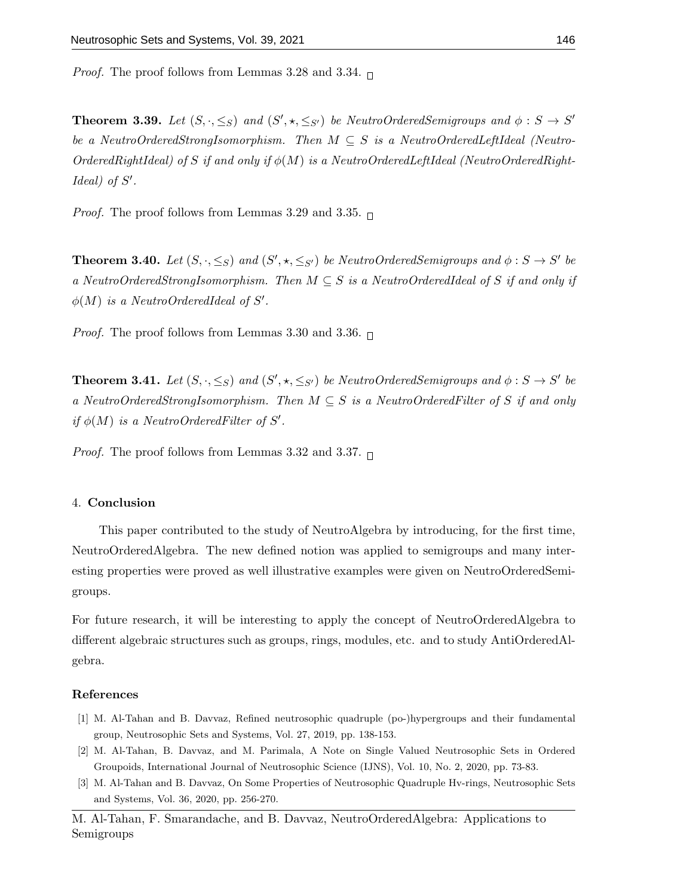*Proof.* The proof follows from Lemmas 3.28 and 3.34. □

**Theorem 3.39.** *Let $(S, \cdot, \leq_S)$ and $(S', \star, \leq_{S'})$ be NeutroOrderedSemigroups and $\phi : S \to S'$ be a NeutroOrderedStrongIsomorphism. Then $M \subseteq S$ is a NeutroOrderedLeftIdeal (NeutroOrderedRightIdeal) of $S$ if and only if $\phi(M)$ is a NeutroOrderedLeftIdeal (NeutroOrderedRightIdeal) of $S'$.*

*Proof.* The proof follows from Lemmas 3.29 and 3.35. □

**Theorem 3.40.** *Let $(S, \cdot, \leq_S)$ and $(S', \star, \leq_{S'})$ be NeutroOrderedSemigroups and $\phi : S \to S'$ be a NeutroOrderedStrongIsomorphism. Then $M \subseteq S$ is a NeutroOrderedIdeal of $S$ if and only if $\phi(M)$ is a NeutroOrderedIdeal of $S'$.*

*Proof.* The proof follows from Lemmas 3.30 and 3.36. □

**Theorem 3.41.** *Let $(S, \cdot, \leq_S)$ and $(S', \star, \leq_{S'})$ be NeutroOrderedSemigroups and $\phi : S \to S'$ be a NeutroOrderedStrongIsomorphism. Then $M \subseteq S$ is a NeutroOrderedFilter of $S$ if and only if $\phi(M)$ is a NeutroOrderedFilter of $S'$.*

*Proof.* The proof follows from Lemmas 3.32 and 3.37. □

## 4. Conclusion

This paper contributed to the study of NeutroAlgebra by introducing, for the first time, NeutroOrderedAlgebra. The new defined notion was applied to semigroups and many interesting properties were proved as well illustrative examples were given on NeutroOrderedSemigroups.

For future research, it will be interesting to apply the concept of NeutroOrderedAlgebra to different algebraic structures such as groups, rings, modules, etc. and to study AntiOrderedAlgebra.

## References

[1] M. Al-Tahan and B. Davvaz, Refined neutrosophic quadruple (po-)hypergroups and their fundamental group, Neutrosophic Sets and Systems, Vol. 27, 2019, pp. 138-153.

[2] M. Al-Tahan, B. Davvaz, and M. Parimala, A Note on Single Valued Neutrosophic Sets in Ordered Groupoids, International Journal of Neutrosophic Science (IJNS), Vol. 10, No. 2, 2020, pp. 73-83.

[3] M. Al-Tahan and B. Davvaz, On Some Properties of Neutrosophic Quadruple Hv-rings, Neutrosophic Sets and Systems, Vol. 36, 2020, pp. 256-270.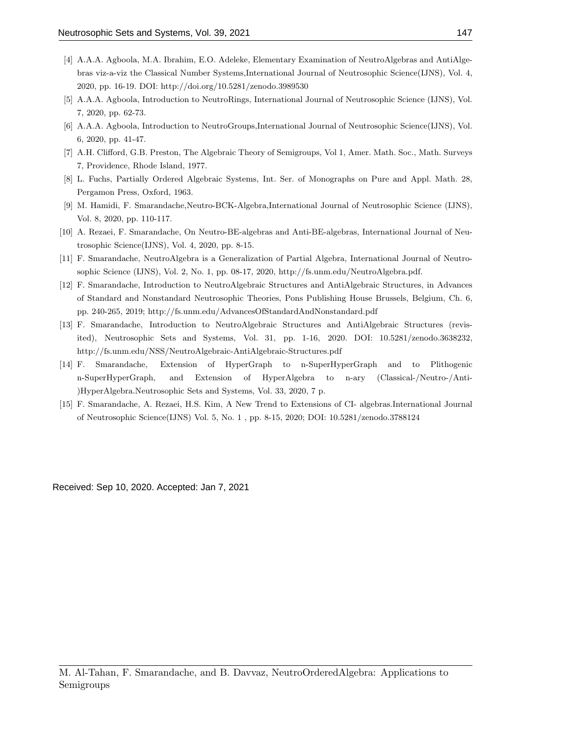[4] A.A.A. Agboola, M.A. Ibrahim, E.O. Adeleke, Elementary Examination of NeutroAlgebras and AntiAlgebras viz-a-viz the Classical Number Systems,International Journal of Neutrosophic Science(IJNS), Vol. 4, 2020, pp. 16-19. DOI: http://doi.org/10.5281/zenodo.3989530

[5] A.A.A. Agboola, Introduction to NeutroRings, International Journal of Neutrosophic Science (IJNS), Vol. 7, 2020, pp. 62-73.

[6] A.A.A. Agboola, Introduction to NeutroGroups,International Journal of Neutrosophic Science(IJNS), Vol. 6, 2020, pp. 41-47.

[7] A.H. Clifford, G.B. Preston, The Algebraic Theory of Semigroups, Vol 1, Amer. Math. Soc., Math. Surveys 7, Providence, Rhode Island, 1977.

[8] L. Fuchs, Partially Ordered Algebraic Systems, Int. Ser. of Monographs on Pure and Appl. Math. 28, Pergamon Press, Oxford, 1963.

[9] M. Hamidi, F. Smarandache,Neutro-BCK-Algebra,International Journal of Neutrosophic Science (IJNS), Vol. 8, 2020, pp. 110-117.

[10] A. Rezaei, F. Smarandache, On Neutro-BE-algebras and Anti-BE-algebras, International Journal of Neutrosophic Science(IJNS), Vol. 4, 2020, pp. 8-15.

[11] F. Smarandache, NeutroAlgebra is a Generalization of Partial Algebra, International Journal of Neutrosophic Science (IJNS), Vol. 2, No. 1, pp. 08-17, 2020, http://fs.unm.edu/NeutroAlgebra.pdf.

[12] F. Smarandache, Introduction to NeutroAlgebraic Structures and AntiAlgebraic Structures, in Advances of Standard and Nonstandard Neutrosophic Theories, Pons Publishing House Brussels, Belgium, Ch. 6, pp. 240-265, 2019; http://fs.unm.edu/AdvancesOfStandardAndNonstandard.pdf

[13] F. Smarandache, Introduction to NeutroAlgebraic Structures and AntiAlgebraic Structures (revisited), Neutrosophic Sets and Systems, Vol. 31, pp. 1-16, 2020. DOI: 10.5281/zenodo.3638232, http://fs.unm.edu/NSS/NeutroAlgebraic-AntiAlgebraic-Structures.pdf

[14] F. Smarandache, Extension of HyperGraph to n-SuperHyperGraph and to Plithogenic n-SuperHyperGraph, and Extension of HyperAlgebra to n-ary (Classical-/Neutro-/Anti-)HyperAlgebra.Neutrosophic Sets and Systems, Vol. 33, 2020, 7 p.

[15] F. Smarandache, A. Rezaei, H.S. Kim, A New Trend to Extensions of CI- algebras.International Journal of Neutrosophic Science(IJNS) Vol. 5, No. 1 , pp. 8-15, 2020; DOI: 10.5281/zenodo.3788124

Received: Sep 10, 2020. Accepted: Jan 7, 2021